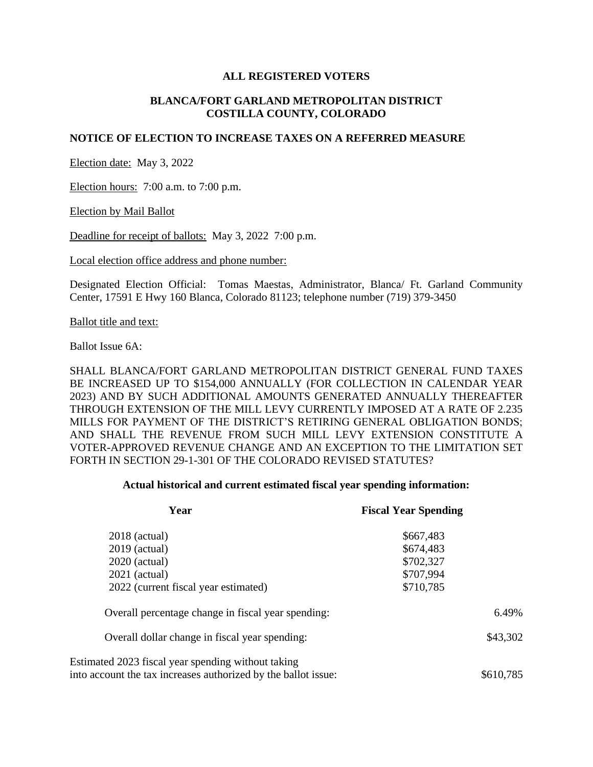**ALL REGISTERED VOTERS**

**BLANCA/FORT GARLAND METROPOLITAN DISTRICT**
**COSTILLA COUNTY, COLORADO**

**NOTICE OF ELECTION TO INCREASE TAXES ON A REFERRED MEASURE**

Election date: May 3, 2022

Election hours: 7:00 a.m. to 7:00 p.m.

Election by Mail Ballot

Deadline for receipt of ballots: May 3, 2022 7:00 p.m.

Local election office address and phone number:

Designated Election Official: Tomas Maestas, Administrator, Blanca/ Ft. Garland Community Center, 17591 E Hwy 160 Blanca, Colorado 81123; telephone number (719) 379-3450

Ballot title and text:

Ballot Issue 6A:

SHALL BLANCA/FORT GARLAND METROPOLITAN DISTRICT GENERAL FUND TAXES BE INCREASED UP TO $154,000 ANNUALLY (FOR COLLECTION IN CALENDAR YEAR 2023) AND BY SUCH ADDITIONAL AMOUNTS GENERATED ANNUALLY THEREAFTER THROUGH EXTENSION OF THE MILL LEVY CURRENTLY IMPOSED AT A RATE OF 2.235 MILLS FOR PAYMENT OF THE DISTRICT'S RETIRING GENERAL OBLIGATION BONDS; AND SHALL THE REVENUE FROM SUCH MILL LEVY EXTENSION CONSTITUTE A VOTER-APPROVED REVENUE CHANGE AND AN EXCEPTION TO THE LIMITATION SET FORTH IN SECTION 29-1-301 OF THE COLORADO REVISED STATUTES?

**Actual historical and current estimated fiscal year spending information:**

| Year | Fiscal Year Spending |
|---|---|
| 2018 (actual) | $667,483 |
| 2019 (actual) | $674,483 |
| 2020 (actual) | $702,327 |
| 2021 (actual) | $707,994 |
| 2022 (current fiscal year estimated) | $710,785 |

Overall percentage change in fiscal year spending: 6.49%

Overall dollar change in fiscal year spending: $43,302

Estimated 2023 fiscal year spending without taking into account the tax increases authorized by the ballot issue: $610,785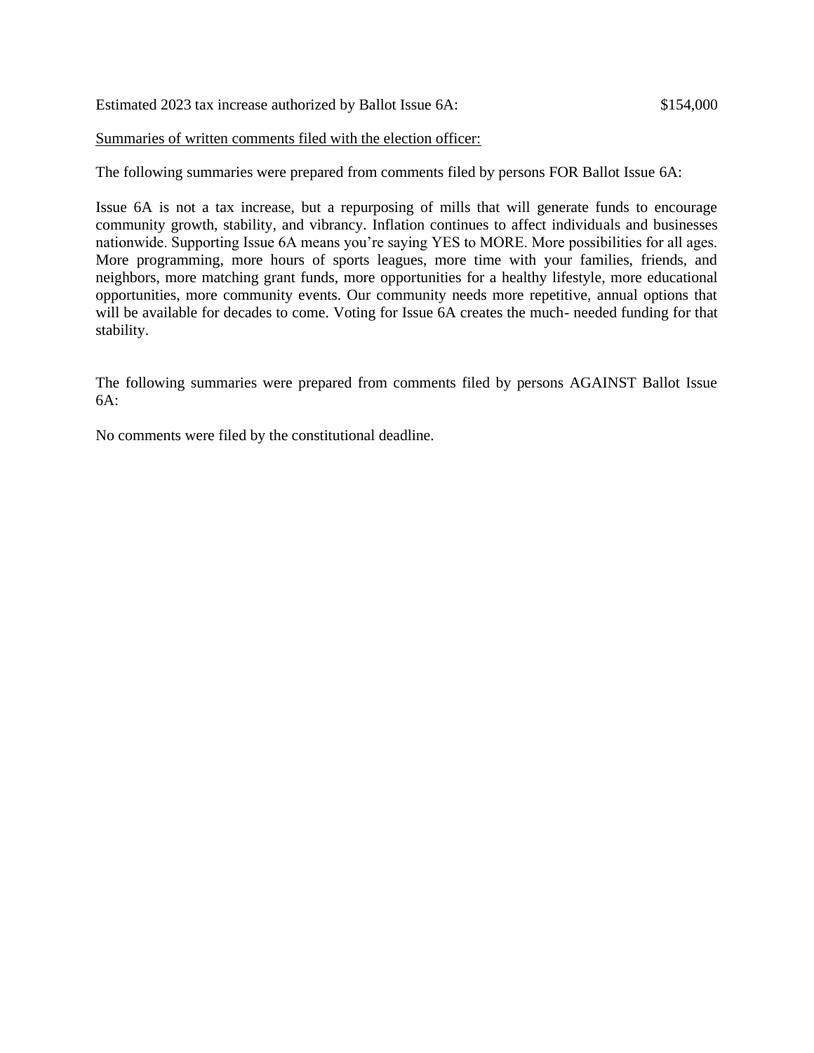Estimated 2023 tax increase authorized by Ballot Issue 6A: $154,000

Summaries of written comments filed with the election officer:

The following summaries were prepared from comments filed by persons FOR Ballot Issue 6A:

Issue 6A is not a tax increase, but a repurposing of mills that will generate funds to encourage community growth, stability, and vibrancy. Inflation continues to affect individuals and businesses nationwide. Supporting Issue 6A means you're saying YES to MORE. More possibilities for all ages. More programming, more hours of sports leagues, more time with your families, friends, and neighbors, more matching grant funds, more opportunities for a healthy lifestyle, more educational opportunities, more community events. Our community needs more repetitive, annual options that will be available for decades to come. Voting for Issue 6A creates the much- needed funding for that stability.

The following summaries were prepared from comments filed by persons AGAINST Ballot Issue 6A:

No comments were filed by the constitutional deadline.